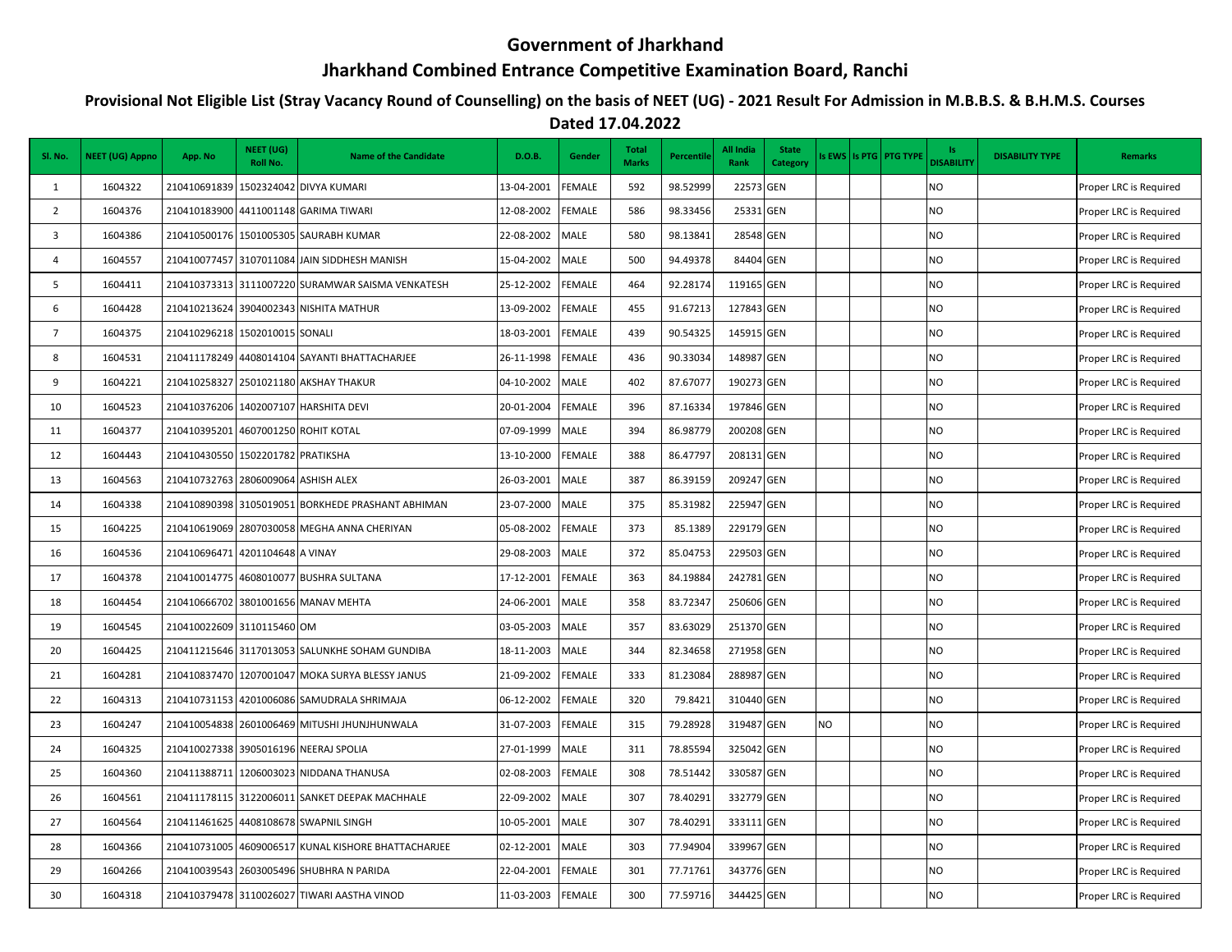# Government of Jharkhand

## Jharkhand Combined Entrance Competitive Examination Board, Ranchi

### Provisional Not Eligible List (Stray Vacancy Round of Counselling) on the basis of NEET (UG) - 2021 Result For Admission in M.B.B.S. & B.H.M.S. Courses

### Dated 17.04.2022

| Sl. No. | NEET (UG) Appno | App. No | NEET (UG) Roll No. | Name of the Candidate | D.O.B. | Gender | Total Marks | Percentile | All India Rank | State Category | Is EWS | Is PTG | PTG TYPE | Is DISABILITY | DISABILITY TYPE | Remarks |
|---|---|---|---|---|---|---|---|---|---|---|---|---|---|---|---|---|
| 1 | 1604322 | 210410691839 | 1502324042 | DIVYA KUMARI | 13-04-2001 | FEMALE | 592 | 98.52999 | 22573 | GEN | | | | NO | | Proper LRC is Required |
| 2 | 1604376 | 210410183900 | 4411001148 | GARIMA TIWARI | 12-08-2002 | FEMALE | 586 | 98.33456 | 25331 | GEN | | | | NO | | Proper LRC is Required |
| 3 | 1604386 | 210410500176 | 1501005305 | SAURABH KUMAR | 22-08-2002 | MALE | 580 | 98.13841 | 28548 | GEN | | | | NO | | Proper LRC is Required |
| 4 | 1604557 | 210410077457 | 3107011084 | JAIN SIDDHESH MANISH | 15-04-2002 | MALE | 500 | 94.49378 | 84404 | GEN | | | | NO | | Proper LRC is Required |
| 5 | 1604411 | 210410373313 | 3111007220 | SURAMWAR SAISMA VENKATESH | 25-12-2002 | FEMALE | 464 | 92.28174 | 119165 | GEN | | | | NO | | Proper LRC is Required |
| 6 | 1604428 | 210410213624 | 3904002343 | NISHITA MATHUR | 13-09-2002 | FEMALE | 455 | 91.67213 | 127843 | GEN | | | | NO | | Proper LRC is Required |
| 7 | 1604375 | 210410296218 | 1502010015 | SONALI | 18-03-2001 | FEMALE | 439 | 90.54325 | 145915 | GEN | | | | NO | | Proper LRC is Required |
| 8 | 1604531 | 210411178249 | 4408014104 | SAYANTI BHATTACHARJEE | 26-11-1998 | FEMALE | 436 | 90.33034 | 148987 | GEN | | | | NO | | Proper LRC is Required |
| 9 | 1604221 | 210410258327 | 2501021180 | AKSHAY THAKUR | 04-10-2002 | MALE | 402 | 87.67077 | 190273 | GEN | | | | NO | | Proper LRC is Required |
| 10 | 1604523 | 210410376206 | 1402007107 | HARSHITA DEVI | 20-01-2004 | FEMALE | 396 | 87.16334 | 197846 | GEN | | | | NO | | Proper LRC is Required |
| 11 | 1604377 | 210410395201 | 4607001250 | ROHIT KOTAL | 07-09-1999 | MALE | 394 | 86.98779 | 200208 | GEN | | | | NO | | Proper LRC is Required |
| 12 | 1604443 | 210410430550 | 1502201782 | PRATIKSHA | 13-10-2000 | FEMALE | 388 | 86.47797 | 208131 | GEN | | | | NO | | Proper LRC is Required |
| 13 | 1604563 | 210410732763 | 2806009064 | ASHISH ALEX | 26-03-2001 | MALE | 387 | 86.39159 | 209247 | GEN | | | | NO | | Proper LRC is Required |
| 14 | 1604338 | 210410890398 | 3105019051 | BORKHEDE PRASHANT ABHIMAN | 23-07-2000 | MALE | 375 | 85.31982 | 225947 | GEN | | | | NO | | Proper LRC is Required |
| 15 | 1604225 | 210410619069 | 2807030058 | MEGHA ANNA CHERIYAN | 05-08-2002 | FEMALE | 373 | 85.1389 | 229179 | GEN | | | | NO | | Proper LRC is Required |
| 16 | 1604536 | 210410696471 | 4201104648 | A VINAY | 29-08-2003 | MALE | 372 | 85.04753 | 229503 | GEN | | | | NO | | Proper LRC is Required |
| 17 | 1604378 | 210410014775 | 4608010077 | BUSHRA SULTANA | 17-12-2001 | FEMALE | 363 | 84.19884 | 242781 | GEN | | | | NO | | Proper LRC is Required |
| 18 | 1604454 | 210410666702 | 3801001656 | MANAV MEHTA | 24-06-2001 | MALE | 358 | 83.72347 | 250606 | GEN | | | | NO | | Proper LRC is Required |
| 19 | 1604545 | 210410022609 | 3110115460 | OM | 03-05-2003 | MALE | 357 | 83.63029 | 251370 | GEN | | | | NO | | Proper LRC is Required |
| 20 | 1604425 | 210411215646 | 3117013053 | SALUNKHE SOHAM GUNDIBA | 18-11-2003 | MALE | 344 | 82.34658 | 271958 | GEN | | | | NO | | Proper LRC is Required |
| 21 | 1604281 | 210410837470 | 1207001047 | MOKA SURYA BLESSY JANUS | 21-09-2002 | FEMALE | 333 | 81.23084 | 288987 | GEN | | | | NO | | Proper LRC is Required |
| 22 | 1604313 | 210410731153 | 4201006086 | SAMUDRALA SHRIMAJA | 06-12-2002 | FEMALE | 320 | 79.8421 | 310440 | GEN | | | | NO | | Proper LRC is Required |
| 23 | 1604247 | 210410054838 | 2601006469 | MITUSHI JHUNJHUNWALA | 31-07-2003 | FEMALE | 315 | 79.28928 | 319487 | GEN | NO | | | NO | | Proper LRC is Required |
| 24 | 1604325 | 210410027338 | 3905016196 | NEERAJ SPOLIA | 27-01-1999 | MALE | 311 | 78.85594 | 325042 | GEN | | | | NO | | Proper LRC is Required |
| 25 | 1604360 | 210411388711 | 1206003023 | NIDDANA THANUSA | 02-08-2003 | FEMALE | 308 | 78.51442 | 330587 | GEN | | | | NO | | Proper LRC is Required |
| 26 | 1604561 | 210411178115 | 3122006011 | SANKET DEEPAK MACHHALE | 22-09-2002 | MALE | 307 | 78.40291 | 332779 | GEN | | | | NO | | Proper LRC is Required |
| 27 | 1604564 | 210411461625 | 4408108678 | SWAPNIL SINGH | 10-05-2001 | MALE | 307 | 78.40291 | 333111 | GEN | | | | NO | | Proper LRC is Required |
| 28 | 1604366 | 210410731005 | 4609006517 | KUNAL KISHORE BHATTACHARJEE | 02-12-2001 | MALE | 303 | 77.94904 | 339967 | GEN | | | | NO | | Proper LRC is Required |
| 29 | 1604266 | 210410039543 | 2603005496 | SHUBHRA N PARIDA | 22-04-2001 | FEMALE | 301 | 77.71761 | 343776 | GEN | | | | NO | | Proper LRC is Required |
| 30 | 1604318 | 210410379478 | 3110026027 | TIWARI AASTHA VINOD | 11-03-2003 | FEMALE | 300 | 77.59716 | 344425 | GEN | | | | NO | | Proper LRC is Required |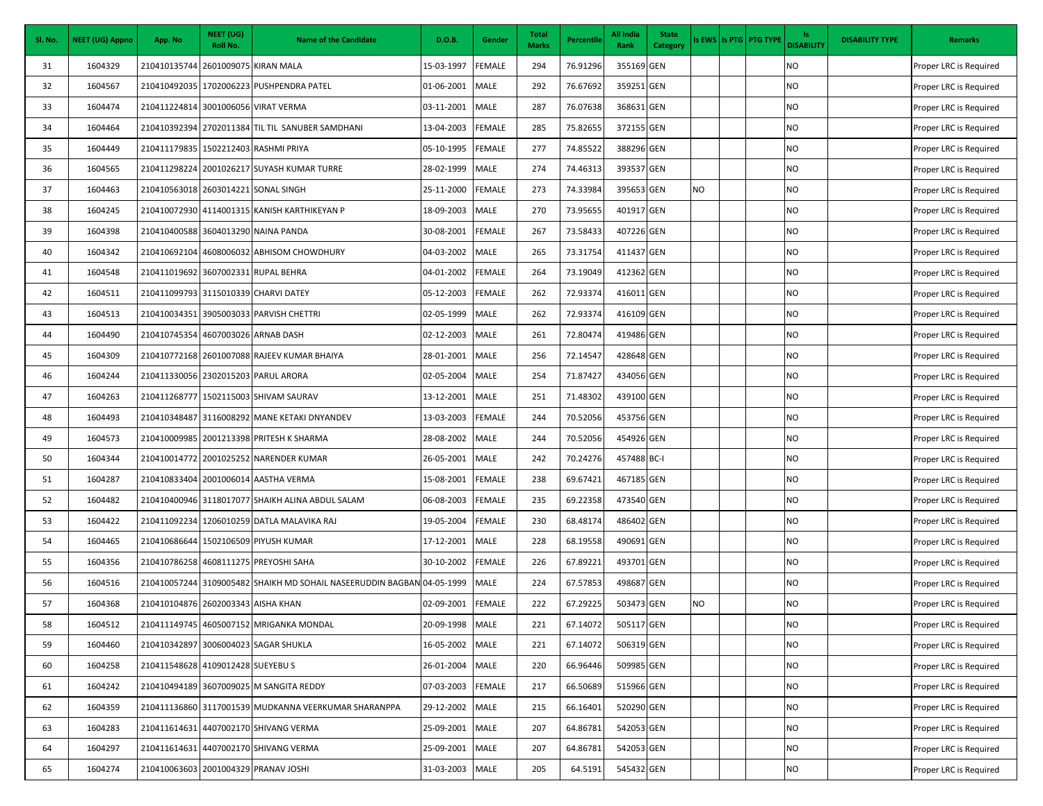| Sl. No. | NEET (UG) Appno | App. No | NEET (UG) Roll No. | Name of the Candidate | D.O.B. | Gender | Total Marks | Percentile | All India Rank | State Category | Is EWS | Is PTG | PTG TYPE | Is DISABILITY | DISABILITY TYPE | Remarks |
|---|---|---|---|---|---|---|---|---|---|---|---|---|---|---|---|---|
| 31 | 1604329 | 210410135744 | 2601009075 | KIRAN MALA | 15-03-1997 | FEMALE | 294 | 76.91296 | 355169 | GEN | | | | NO | | Proper LRC is Required |
| 32 | 1604567 | 210410492035 | 1702006223 | PUSHPENDRA PATEL | 01-06-2001 | MALE | 292 | 76.67692 | 359251 | GEN | | | | NO | | Proper LRC is Required |
| 33 | 1604474 | 210411224814 | 3001006056 | VIRAT VERMA | 03-11-2001 | MALE | 287 | 76.07638 | 368631 | GEN | | | | NO | | Proper LRC is Required |
| 34 | 1604464 | 210410392394 | 2702011384 | TIL TIL SANUBER SAMDHANI | 13-04-2003 | FEMALE | 285 | 75.82655 | 372155 | GEN | | | | NO | | Proper LRC is Required |
| 35 | 1604449 | 210411179835 | 1502212403 | RASHMI PRIYA | 05-10-1995 | FEMALE | 277 | 74.85522 | 388296 | GEN | | | | NO | | Proper LRC is Required |
| 36 | 1604565 | 210411298224 | 2001026217 | SUYASH KUMAR TURRE | 28-02-1999 | MALE | 274 | 74.46313 | 393537 | GEN | | | | NO | | Proper LRC is Required |
| 37 | 1604463 | 210410563018 | 2603014221 | SONAL SINGH | 25-11-2000 | FEMALE | 273 | 74.33984 | 395653 | GEN | NO | | | NO | | Proper LRC is Required |
| 38 | 1604245 | 210410072930 | 4114001315 | KANISH KARTHIKEYAN P | 18-09-2003 | MALE | 270 | 73.95655 | 401917 | GEN | | | | NO | | Proper LRC is Required |
| 39 | 1604398 | 210410400588 | 3604013290 | NAINA PANDA | 30-08-2001 | FEMALE | 267 | 73.58433 | 407226 | GEN | | | | NO | | Proper LRC is Required |
| 40 | 1604342 | 210410692104 | 4608006032 | ABHISOM CHOWDHURY | 04-03-2002 | MALE | 265 | 73.31754 | 411437 | GEN | | | | NO | | Proper LRC is Required |
| 41 | 1604548 | 210411019692 | 3607002331 | RUPAL BEHRA | 04-01-2002 | FEMALE | 264 | 73.19049 | 412362 | GEN | | | | NO | | Proper LRC is Required |
| 42 | 1604511 | 210411099793 | 3115010339 | CHARVI DATEY | 05-12-2003 | FEMALE | 262 | 72.93374 | 416011 | GEN | | | | NO | | Proper LRC is Required |
| 43 | 1604513 | 210410034351 | 3905003003 | PARVISH CHETTRI | 02-05-1999 | MALE | 262 | 72.93374 | 416109 | GEN | | | | NO | | Proper LRC is Required |
| 44 | 1604490 | 210410745354 | 4607003026 | ARNAB DASH | 02-12-2003 | MALE | 261 | 72.80474 | 419486 | GEN | | | | NO | | Proper LRC is Required |
| 45 | 1604309 | 210410772168 | 2601007088 | RAJEEV KUMAR BHAIYA | 28-01-2001 | MALE | 256 | 72.14547 | 428648 | GEN | | | | NO | | Proper LRC is Required |
| 46 | 1604244 | 210411330056 | 2302015203 | PARUL ARORA | 02-05-2004 | MALE | 254 | 71.87427 | 434056 | GEN | | | | NO | | Proper LRC is Required |
| 47 | 1604263 | 210411268777 | 1502115003 | SHIVAM SAURAV | 13-12-2001 | MALE | 251 | 71.48302 | 439100 | GEN | | | | NO | | Proper LRC is Required |
| 48 | 1604493 | 210410348487 | 3116008292 | MANE KETAKI DNYANDEV | 13-03-2003 | FEMALE | 244 | 70.52056 | 453756 | GEN | | | | NO | | Proper LRC is Required |
| 49 | 1604573 | 210410009985 | 2001213398 | PRITESH K SHARMA | 28-08-2002 | MALE | 244 | 70.52056 | 454926 | GEN | | | | NO | | Proper LRC is Required |
| 50 | 1604344 | 210410014772 | 2001025252 | NARENDER KUMAR | 26-05-2001 | MALE | 242 | 70.24276 | 457488 | BC-I | | | | NO | | Proper LRC is Required |
| 51 | 1604287 | 210410833404 | 2001006014 | AASTHA VERMA | 15-08-2001 | FEMALE | 238 | 69.67421 | 467185 | GEN | | | | NO | | Proper LRC is Required |
| 52 | 1604482 | 210410400946 | 3118017077 | SHAIKH ALINA ABDUL SALAM | 06-08-2003 | FEMALE | 235 | 69.22358 | 473540 | GEN | | | | NO | | Proper LRC is Required |
| 53 | 1604422 | 210411092234 | 1206010259 | DATLA MALAVIKA RAJ | 19-05-2004 | FEMALE | 230 | 68.48174 | 486402 | GEN | | | | NO | | Proper LRC is Required |
| 54 | 1604465 | 210410686644 | 1502106509 | PIYUSH KUMAR | 17-12-2001 | MALE | 228 | 68.19558 | 490691 | GEN | | | | NO | | Proper LRC is Required |
| 55 | 1604356 | 210410786258 | 4608111275 | PREYOSHI SAHA | 30-10-2002 | FEMALE | 226 | 67.89221 | 493701 | GEN | | | | NO | | Proper LRC is Required |
| 56 | 1604516 | 210410057244 | 3109005482 | SHAIKH MD SOHAIL NASEERUDDIN BAGBAN | 04-05-1999 | MALE | 224 | 67.57853 | 498687 | GEN | | | | NO | | Proper LRC is Required |
| 57 | 1604368 | 210410104876 | 2602003343 | AISHA KHAN | 02-09-2001 | FEMALE | 222 | 67.29225 | 503473 | GEN | NO | | | NO | | Proper LRC is Required |
| 58 | 1604512 | 210411149745 | 4605007152 | MRIGANKA MONDAL | 20-09-1998 | MALE | 221 | 67.14072 | 505117 | GEN | | | | NO | | Proper LRC is Required |
| 59 | 1604460 | 210410342897 | 3006004023 | SAGAR SHUKLA | 16-05-2002 | MALE | 221 | 67.14072 | 506319 | GEN | | | | NO | | Proper LRC is Required |
| 60 | 1604258 | 210411548628 | 4109012428 | SUEYEBU S | 26-01-2004 | MALE | 220 | 66.96446 | 509985 | GEN | | | | NO | | Proper LRC is Required |
| 61 | 1604242 | 210410494189 | 3607009025 | M SANGITA REDDY | 07-03-2003 | FEMALE | 217 | 66.50689 | 515966 | GEN | | | | NO | | Proper LRC is Required |
| 62 | 1604359 | 210411136860 | 3117001539 | MUDKANNA VEERKUMAR SHARANPPA | 29-12-2002 | MALE | 215 | 66.16401 | 520290 | GEN | | | | NO | | Proper LRC is Required |
| 63 | 1604283 | 210411614631 | 4407002170 | SHIVANG VERMA | 25-09-2001 | MALE | 207 | 64.86781 | 542053 | GEN | | | | NO | | Proper LRC is Required |
| 64 | 1604297 | 210411614631 | 4407002170 | SHIVANG VERMA | 25-09-2001 | MALE | 207 | 64.86781 | 542053 | GEN | | | | NO | | Proper LRC is Required |
| 65 | 1604274 | 210410063603 | 2001004329 | PRANAV JOSHI | 31-03-2003 | MALE | 205 | 64.5191 | 545432 | GEN | | | | NO | | Proper LRC is Required |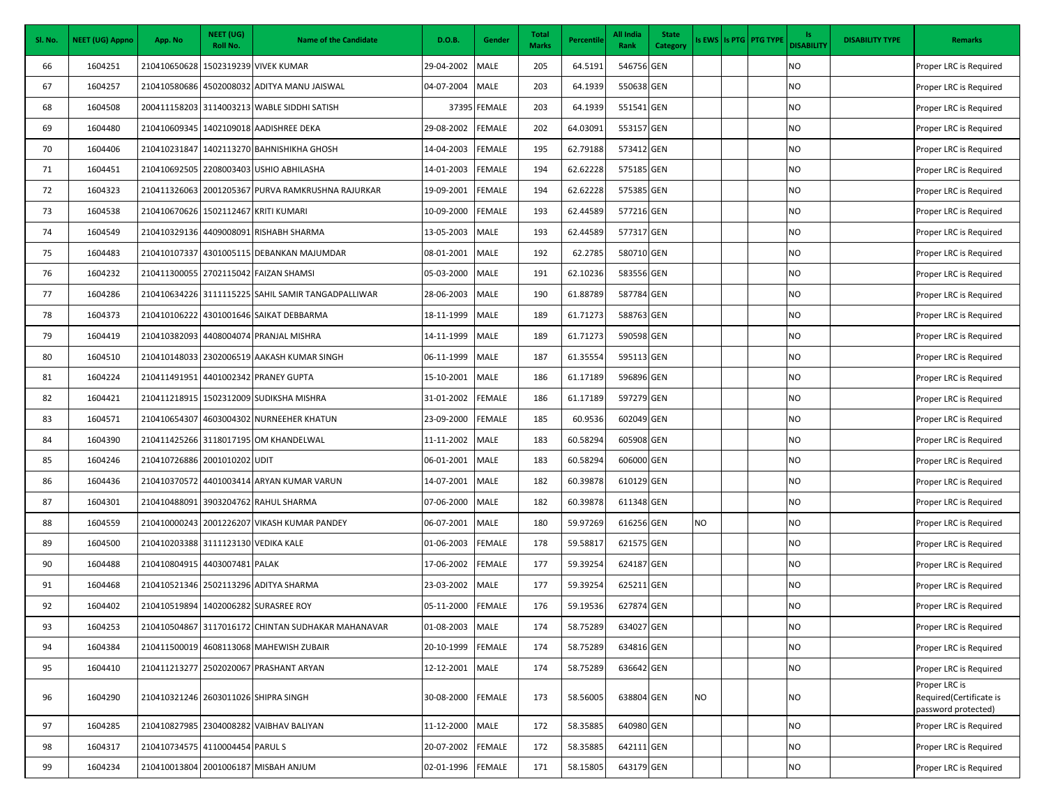| Sl. No. | NEET (UG) Appno | App. No | NEET (UG) Roll No. | Name of the Candidate | D.O.B. | Gender | Total Marks | Percentile | All India Rank | State Category | Is EWS | Is PTG | PTG TYPE | Is DISABILITY | DISABILITY TYPE | Remarks |
|---|---|---|---|---|---|---|---|---|---|---|---|---|---|---|---|---|
| 66 | 1604251 | 210410650628 | 1502319239 | VIVEK KUMAR | 29-04-2002 | MALE | 205 | 64.5191 | 546756 | GEN | | | | NO | | Proper LRC is Required |
| 67 | 1604257 | 210410580686 | 4502008032 | ADITYA MANU JAISWAL | 04-07-2004 | MALE | 203 | 64.1939 | 550638 | GEN | | | | NO | | Proper LRC is Required |
| 68 | 1604508 | 200411158203 | 3114003213 | WABLE SIDDHI SATISH | 37395 | FEMALE | 203 | 64.1939 | 551541 | GEN | | | | NO | | Proper LRC is Required |
| 69 | 1604480 | 210410609345 | 1402109018 | AADISHREE DEKA | 29-08-2002 | FEMALE | 202 | 64.03091 | 553157 | GEN | | | | NO | | Proper LRC is Required |
| 70 | 1604406 | 210410231847 | 1402113270 | BAHNISHIKHA GHOSH | 14-04-2003 | FEMALE | 195 | 62.79188 | 573412 | GEN | | | | NO | | Proper LRC is Required |
| 71 | 1604451 | 210410692505 | 2208003403 | USHIO ABHILASHA | 14-01-2003 | FEMALE | 194 | 62.62228 | 575185 | GEN | | | | NO | | Proper LRC is Required |
| 72 | 1604323 | 210411326063 | 2001205367 | PURVA RAMKRUSHNA RAJURKAR | 19-09-2001 | FEMALE | 194 | 62.62228 | 575385 | GEN | | | | NO | | Proper LRC is Required |
| 73 | 1604538 | 210410670626 | 1502112467 | KRITI KUMARI | 10-09-2000 | FEMALE | 193 | 62.44589 | 577216 | GEN | | | | NO | | Proper LRC is Required |
| 74 | 1604549 | 210410329136 | 4409008091 | RISHABH SHARMA | 13-05-2003 | MALE | 193 | 62.44589 | 577317 | GEN | | | | NO | | Proper LRC is Required |
| 75 | 1604483 | 210410107337 | 4301005115 | DEBANKAN MAJUMDAR | 08-01-2001 | MALE | 192 | 62.2785 | 580710 | GEN | | | | NO | | Proper LRC is Required |
| 76 | 1604232 | 210411300055 | 2702115042 | FAIZAN SHAMSI | 05-03-2000 | MALE | 191 | 62.10236 | 583556 | GEN | | | | NO | | Proper LRC is Required |
| 77 | 1604286 | 210410634226 | 3111115225 | SAHIL SAMIR TANGADPALLIWAR | 28-06-2003 | MALE | 190 | 61.88789 | 587784 | GEN | | | | NO | | Proper LRC is Required |
| 78 | 1604373 | 210410106222 | 4301001646 | SAIKAT DEBBARMA | 18-11-1999 | MALE | 189 | 61.71273 | 588763 | GEN | | | | NO | | Proper LRC is Required |
| 79 | 1604419 | 210410382093 | 4408004074 | PRANJAL MISHRA | 14-11-1999 | MALE | 189 | 61.71273 | 590598 | GEN | | | | NO | | Proper LRC is Required |
| 80 | 1604510 | 210410148033 | 2302006519 | AAKASH KUMAR SINGH | 06-11-1999 | MALE | 187 | 61.35554 | 595113 | GEN | | | | NO | | Proper LRC is Required |
| 81 | 1604224 | 210411491951 | 4401002342 | PRANEY GUPTA | 15-10-2001 | MALE | 186 | 61.17189 | 596896 | GEN | | | | NO | | Proper LRC is Required |
| 82 | 1604421 | 210411218915 | 1502312009 | SUDIKSHA MISHRA | 31-01-2002 | FEMALE | 186 | 61.17189 | 597279 | GEN | | | | NO | | Proper LRC is Required |
| 83 | 1604571 | 210410654307 | 4603004302 | NURNEEHER KHATUN | 23-09-2000 | FEMALE | 185 | 60.9536 | 602049 | GEN | | | | NO | | Proper LRC is Required |
| 84 | 1604390 | 210411425266 | 3118017195 | OM KHANDELWAL | 11-11-2002 | MALE | 183 | 60.58294 | 605908 | GEN | | | | NO | | Proper LRC is Required |
| 85 | 1604246 | 210410726886 | 2001010202 | UDIT | 06-01-2001 | MALE | 183 | 60.58294 | 606000 | GEN | | | | NO | | Proper LRC is Required |
| 86 | 1604436 | 210410370572 | 4401003414 | ARYAN KUMAR VARUN | 14-07-2001 | MALE | 182 | 60.39878 | 610129 | GEN | | | | NO | | Proper LRC is Required |
| 87 | 1604301 | 210410488091 | 3903204762 | RAHUL SHARMA | 07-06-2000 | MALE | 182 | 60.39878 | 611348 | GEN | | | | NO | | Proper LRC is Required |
| 88 | 1604559 | 210410000243 | 2001226207 | VIKASH KUMAR PANDEY | 06-07-2001 | MALE | 180 | 59.97269 | 616256 | GEN | NO | | | NO | | Proper LRC is Required |
| 89 | 1604500 | 210410203388 | 3111123130 | VEDIKA KALE | 01-06-2003 | FEMALE | 178 | 59.58817 | 621575 | GEN | | | | NO | | Proper LRC is Required |
| 90 | 1604488 | 210410804915 | 4403007481 | PALAK | 17-06-2002 | FEMALE | 177 | 59.39254 | 624187 | GEN | | | | NO | | Proper LRC is Required |
| 91 | 1604468 | 210410521346 | 2502113296 | ADITYA SHARMA | 23-03-2002 | MALE | 177 | 59.39254 | 625211 | GEN | | | | NO | | Proper LRC is Required |
| 92 | 1604402 | 210410519894 | 1402006282 | SURASREE ROY | 05-11-2000 | FEMALE | 176 | 59.19536 | 627874 | GEN | | | | NO | | Proper LRC is Required |
| 93 | 1604253 | 210410504867 | 3117016172 | CHINTAN SUDHAKAR MAHANAVAR | 01-08-2003 | MALE | 174 | 58.75289 | 634027 | GEN | | | | NO | | Proper LRC is Required |
| 94 | 1604384 | 210411500019 | 4608113068 | MAHEWISH ZUBAIR | 20-10-1999 | FEMALE | 174 | 58.75289 | 634816 | GEN | | | | NO | | Proper LRC is Required |
| 95 | 1604410 | 210411213277 | 2502020067 | PRASHANT ARYAN | 12-12-2001 | MALE | 174 | 58.75289 | 636642 | GEN | | | | NO | | Proper LRC is Required |
| 96 | 1604290 | 210410321246 | 2603011026 | SHIPRA SINGH | 30-08-2000 | FEMALE | 173 | 58.56005 | 638804 | GEN | NO | | | NO | | Proper LRC is Required(Certificate is password protected) |
| 97 | 1604285 | 210410827985 | 2304008282 | VAIBHAV BALIYAN | 11-12-2000 | MALE | 172 | 58.35885 | 640980 | GEN | | | | NO | | Proper LRC is Required |
| 98 | 1604317 | 210410734575 | 4110004454 | PARUL S | 20-07-2002 | FEMALE | 172 | 58.35885 | 642111 | GEN | | | | NO | | Proper LRC is Required |
| 99 | 1604234 | 210410013804 | 2001006187 | MISBAH ANJUM | 02-01-1996 | FEMALE | 171 | 58.15805 | 643179 | GEN | | | | NO | | Proper LRC is Required |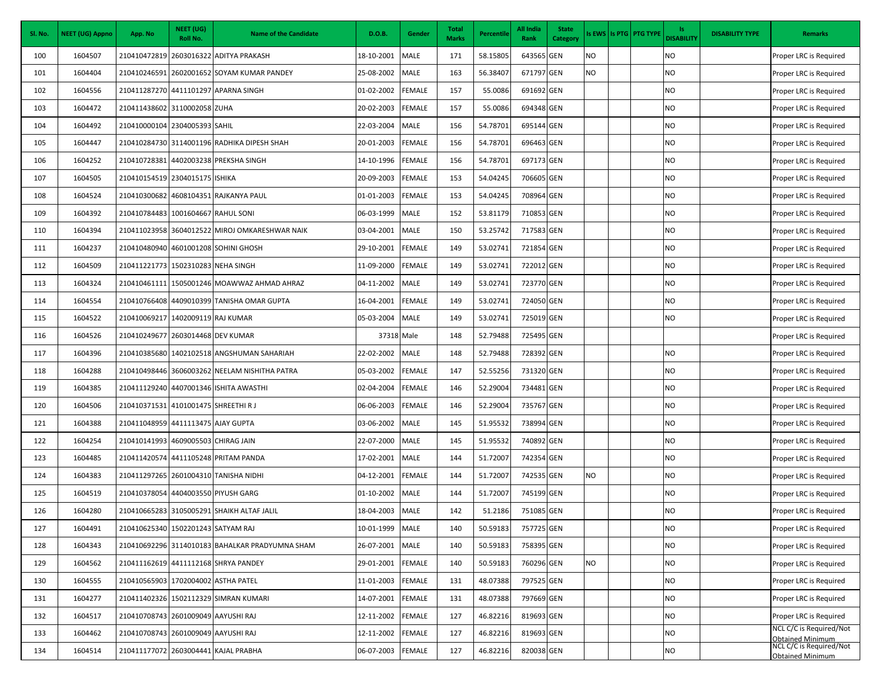| Sl. No. | NEET (UG) Appno | App. No | NEET (UG) Roll No. | Name of the Candidate | D.O.B. | Gender | Total Marks | Percentile | All India Rank | State Category | Is EWS | Is PTG | PTG TYPE | Is DISABILITY | DISABILITY TYPE | Remarks |
|---|---|---|---|---|---|---|---|---|---|---|---|---|---|---|---|---|
| 100 | 1604507 | 210410472819 | 2603016322 | ADITYA PRAKASH | 18-10-2001 | MALE | 171 | 58.15805 | 643565 | GEN | NO | | | NO | | Proper LRC is Required |
| 101 | 1604404 | 210410246591 | 2602001652 | SOYAM KUMAR PANDEY | 25-08-2002 | MALE | 163 | 56.38407 | 671797 | GEN | NO | | | NO | | Proper LRC is Required |
| 102 | 1604556 | 210411287270 | 4411101297 | APARNA SINGH | 01-02-2002 | FEMALE | 157 | 55.0086 | 691692 | GEN | | | | NO | | Proper LRC is Required |
| 103 | 1604472 | 210411438602 | 3110002058 | ZUHA | 20-02-2003 | FEMALE | 157 | 55.0086 | 694348 | GEN | | | | NO | | Proper LRC is Required |
| 104 | 1604492 | 210410000104 | 2304005393 | SAHIL | 22-03-2004 | MALE | 156 | 54.78701 | 695144 | GEN | | | | NO | | Proper LRC is Required |
| 105 | 1604447 | 210410284730 | 3114001196 | RADHIKA DIPESH SHAH | 20-01-2003 | FEMALE | 156 | 54.78701 | 696463 | GEN | | | | NO | | Proper LRC is Required |
| 106 | 1604252 | 210410728381 | 4402003238 | PREKSHA SINGH | 14-10-1996 | FEMALE | 156 | 54.78701 | 697173 | GEN | | | | NO | | Proper LRC is Required |
| 107 | 1604505 | 210410154519 | 2304015175 | ISHIKA | 20-09-2003 | FEMALE | 153 | 54.04245 | 706605 | GEN | | | | NO | | Proper LRC is Required |
| 108 | 1604524 | 210410300682 | 4608104351 | RAJKANYA PAUL | 01-01-2003 | FEMALE | 153 | 54.04245 | 708964 | GEN | | | | NO | | Proper LRC is Required |
| 109 | 1604392 | 210410784483 | 1001604667 | RAHUL SONI | 06-03-1999 | MALE | 152 | 53.81179 | 710853 | GEN | | | | NO | | Proper LRC is Required |
| 110 | 1604394 | 210411023958 | 3604012522 | MIROJ OMKARESHWAR NAIK | 03-04-2001 | MALE | 150 | 53.25742 | 717583 | GEN | | | | NO | | Proper LRC is Required |
| 111 | 1604237 | 210410480940 | 4601001208 | SOHINI GHOSH | 29-10-2001 | FEMALE | 149 | 53.02741 | 721854 | GEN | | | | NO | | Proper LRC is Required |
| 112 | 1604509 | 210411221773 | 1502310283 | NEHA SINGH | 11-09-2000 | FEMALE | 149 | 53.02741 | 722012 | GEN | | | | NO | | Proper LRC is Required |
| 113 | 1604324 | 210410461111 | 1505001246 | MOAWWAZ AHMAD AHRAZ | 04-11-2002 | MALE | 149 | 53.02741 | 723770 | GEN | | | | NO | | Proper LRC is Required |
| 114 | 1604554 | 210410766408 | 4409010399 | TANISHA OMAR GUPTA | 16-04-2001 | FEMALE | 149 | 53.02741 | 724050 | GEN | | | | NO | | Proper LRC is Required |
| 115 | 1604522 | 210410069217 | 1402009119 | RAJ KUMAR | 05-03-2004 | MALE | 149 | 53.02741 | 725019 | GEN | | | | NO | | Proper LRC is Required |
| 116 | 1604526 | 210410249677 | 2603014468 | DEV KUMAR | 37318 | Male | 148 | 52.79488 | 725495 | GEN | | | | | | Proper LRC is Required |
| 117 | 1604396 | 210410385680 | 1402102518 | ANGSHUMAN SAHARIAH | 22-02-2002 | MALE | 148 | 52.79488 | 728392 | GEN | | | | NO | | Proper LRC is Required |
| 118 | 1604288 | 210410498446 | 3606003262 | NEELAM NISHITHA PATRA | 05-03-2002 | FEMALE | 147 | 52.55256 | 731320 | GEN | | | | NO | | Proper LRC is Required |
| 119 | 1604385 | 210411129240 | 4407001346 | ISHITA AWASTHI | 02-04-2004 | FEMALE | 146 | 52.29004 | 734481 | GEN | | | | NO | | Proper LRC is Required |
| 120 | 1604506 | 210410371531 | 4101001475 | SHREETHI R J | 06-06-2003 | FEMALE | 146 | 52.29004 | 735767 | GEN | | | | NO | | Proper LRC is Required |
| 121 | 1604388 | 210411048959 | 4411113475 | AJAY GUPTA | 03-06-2002 | MALE | 145 | 51.95532 | 738994 | GEN | | | | NO | | Proper LRC is Required |
| 122 | 1604254 | 210410141993 | 4609005503 | CHIRAG JAIN | 22-07-2000 | MALE | 145 | 51.95532 | 740892 | GEN | | | | NO | | Proper LRC is Required |
| 123 | 1604485 | 210411420574 | 4411105248 | PRITAM PANDA | 17-02-2001 | MALE | 144 | 51.72007 | 742354 | GEN | | | | NO | | Proper LRC is Required |
| 124 | 1604383 | 210411297265 | 2601004310 | TANISHA NIDHI | 04-12-2001 | FEMALE | 144 | 51.72007 | 742535 | GEN | NO | | | NO | | Proper LRC is Required |
| 125 | 1604519 | 210410378054 | 4404003550 | PIYUSH GARG | 01-10-2002 | MALE | 144 | 51.72007 | 745199 | GEN | | | | NO | | Proper LRC is Required |
| 126 | 1604280 | 210410665283 | 3105005291 | SHAIKH ALTAF JALIL | 18-04-2003 | MALE | 142 | 51.2186 | 751085 | GEN | | | | NO | | Proper LRC is Required |
| 127 | 1604491 | 210410625340 | 1502201243 | SATYAM RAJ | 10-01-1999 | MALE | 140 | 50.59183 | 757725 | GEN | | | | NO | | Proper LRC is Required |
| 128 | 1604343 | 210410692296 | 3114010183 | BAHALKAR PRADYUMNA SHAM | 26-07-2001 | MALE | 140 | 50.59183 | 758395 | GEN | | | | NO | | Proper LRC is Required |
| 129 | 1604562 | 210411162619 | 4411112168 | SHRYA PANDEY | 29-01-2001 | FEMALE | 140 | 50.59183 | 760296 | GEN | NO | | | NO | | Proper LRC is Required |
| 130 | 1604555 | 210410565903 | 1702004002 | ASTHA PATEL | 11-01-2003 | FEMALE | 131 | 48.07388 | 797525 | GEN | | | | NO | | Proper LRC is Required |
| 131 | 1604277 | 210411402326 | 1502112329 | SIMRAN KUMARI | 14-07-2001 | FEMALE | 131 | 48.07388 | 797669 | GEN | | | | NO | | Proper LRC is Required |
| 132 | 1604517 | 210410708743 | 2601009049 | AAYUSHI RAJ | 12-11-2002 | FEMALE | 127 | 46.82216 | 819693 | GEN | | | | NO | | Proper LRC is Required |
| 133 | 1604462 | 210410708743 | 2601009049 | AAYUSHI RAJ | 12-11-2002 | FEMALE | 127 | 46.82216 | 819693 | GEN | | | | NO | | NCL C/C is Required/Not Obtained Minimum |
| 134 | 1604514 | 210411177072 | 2603004441 | KAJAL PRABHA | 06-07-2003 | FEMALE | 127 | 46.82216 | 820038 | GEN | | | | NO | | NCL C/C is Required/Not Obtained Minimum |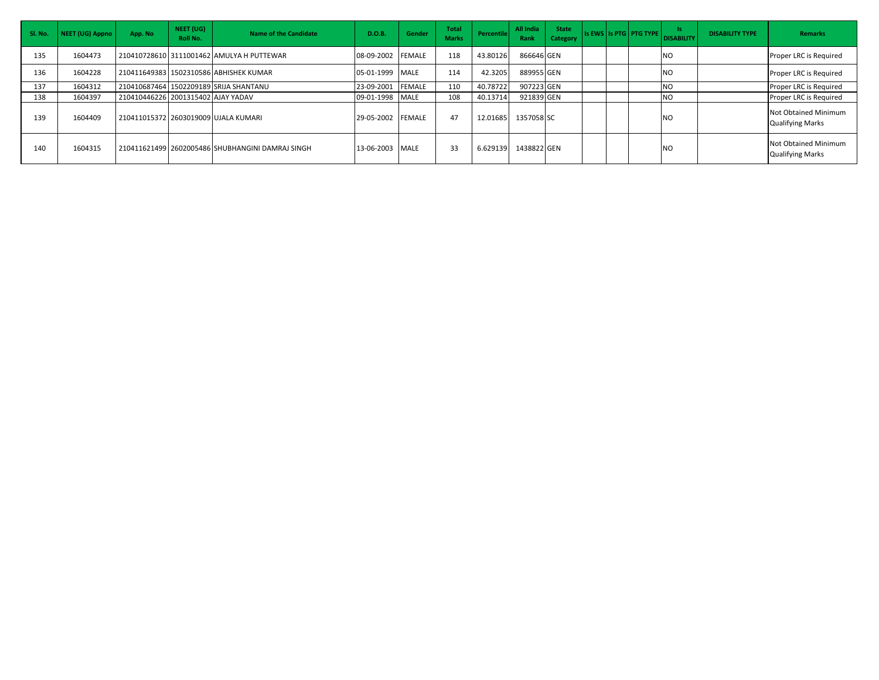| Sl. No. | NEET (UG) Appno | App. No | NEET (UG) Roll No. | Name of the Candidate | D.O.B. | Gender | Total Marks | Percentile | All India Rank | State Category | Is EWS | Is PTG | PTG TYPE | Is DISABILITY | DISABILITY TYPE | Remarks |
|---|---|---|---|---|---|---|---|---|---|---|---|---|---|---|---|---|
| 135 | 1604473 | 210410728610 | 3111001462 | AMULYA H PUTTEWAR | 08-09-2002 | FEMALE | 118 | 43.80126 | 866646 | GEN | | | | NO | | Proper LRC is Required |
| 136 | 1604228 | 210411649383 | 1502310586 | ABHISHEK KUMAR | 05-01-1999 | MALE | 114 | 42.3205 | 889955 | GEN | | | | NO | | Proper LRC is Required |
| 137 | 1604312 | 210410687464 | 1502209189 | SRIJA SHANTANU | 23-09-2001 | FEMALE | 110 | 40.78722 | 907223 | GEN | | | | NO | | Proper LRC is Required |
| 138 | 1604397 | 210410446226 | 2001315402 | AJAY YADAV | 09-01-1998 | MALE | 108 | 40.13714 | 921839 | GEN | | | | NO | | Proper LRC is Required |
| 139 | 1604409 | 210411015372 | 2603019009 | UJALA KUMARI | 29-05-2002 | FEMALE | 47 | 12.01685 | 1357058 | SC | | | | NO | | Not Obtained Minimum Qualifying Marks |
| 140 | 1604315 | 210411621499 | 2602005486 | SHUBHANGINI DAMRAJ SINGH | 13-06-2003 | MALE | 33 | 6.629139 | 1438822 | GEN | | | | NO | | Not Obtained Minimum Qualifying Marks |